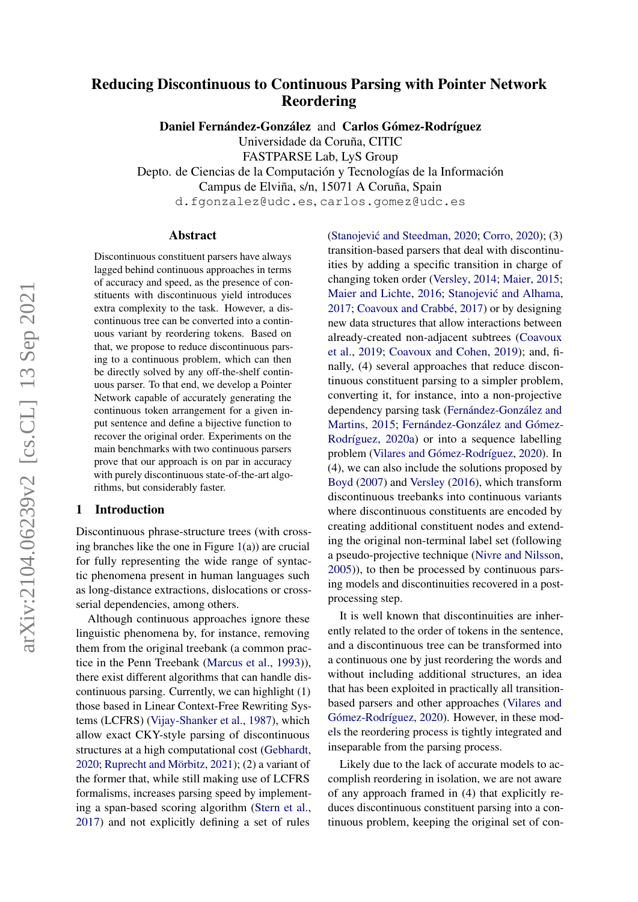# Reducing Discontinuous to Continuous Parsing with Pointer Network Reordering

**Daniel Fernández-González** and **Carlos Gómez-Rodríguez**
Universidade da Coruña, CITIC
FASTPARSE Lab, LyS Group
Depto. de Ciencias de la Computación y Tecnologías de la Información
Campus de Elviña, s/n, 15071 A Coruña, Spain
d.fgonzalez@udc.es, carlos.gomez@udc.es

## Abstract

Discontinuous constituent parsers have always lagged behind continuous approaches in terms of accuracy and speed, as the presence of constituents with discontinuous yield introduces extra complexity to the task. However, a discontinuous tree can be converted into a continuous variant by reordering tokens. Based on that, we propose to reduce discontinuous parsing to a continuous problem, which can then be directly solved by any off-the-shelf continuous parser. To that end, we develop a Pointer Network capable of accurately generating the continuous token arrangement for a given input sentence and define a bijective function to recover the original order. Experiments on the main benchmarks with two continuous parsers prove that our approach is on par in accuracy with purely discontinuous state-of-the-art algorithms, but considerably faster.

## 1 Introduction

Discontinuous phrase-structure trees (with crossing branches like the one in Figure 1(a)) are crucial for fully representing the wide range of syntactic phenomena present in human languages such as long-distance extractions, dislocations or cross-serial dependencies, among others.

Although continuous approaches ignore these linguistic phenomena by, for instance, removing them from the original treebank (a common practice in the Penn Treebank (Marcus et al., 1993)), there exist different algorithms that can handle discontinuous parsing. Currently, we can highlight (1) those based in Linear Context-Free Rewriting Systems (LCFRS) (Vijay-Shanker et al., 1987), which allow exact CKY-style parsing of discontinuous structures at a high computational cost (Gebhardt, 2020; Ruprecht and Mörbitz, 2021); (2) a variant of the former that, while still making use of LCFRS formalisms, increases parsing speed by implementing a span-based scoring algorithm (Stern et al., 2017) and not explicitly defining a set of rules (Stanojević and Steedman, 2020; Corro, 2020); (3) transition-based parsers that deal with discontinuities by adding a specific transition in charge of changing token order (Versley, 2014; Maier, 2015; Maier and Lichte, 2016; Stanojević and Alhama, 2017; Coavoux and Crabbé, 2017) or by designing new data structures that allow interactions between already-created non-adjacent subtrees (Coavoux et al., 2019; Coavoux and Cohen, 2019); and, finally, (4) several approaches that reduce discontinuous constituent parsing to a simpler problem, converting it, for instance, into a non-projective dependency parsing task (Fernández-González and Martins, 2015; Fernández-González and Gómez-Rodríguez, 2020a) or into a sequence labelling problem (Vilares and Gómez-Rodríguez, 2020). In (4), we can also include the solutions proposed by Boyd (2007) and Versley (2016), which transform discontinuous treebanks into continuous variants where discontinuous constituents are encoded by creating additional constituent nodes and extending the original non-terminal label set (following a pseudo-projective technique (Nivre and Nilsson, 2005)), to then be processed by continuous parsing models and discontinuities recovered in a post-processing step.

It is well known that discontinuities are inherently related to the order of tokens in the sentence, and a discontinuous tree can be transformed into a continuous one by just reordering the words and without including additional structures, an idea that has been exploited in practically all transition-based parsers and other approaches (Vilares and Gómez-Rodríguez, 2020). However, in these models the reordering process is tightly integrated and inseparable from the parsing process.

Likely due to the lack of accurate models to accomplish reordering in isolation, we are not aware of any approach framed in (4) that explicitly reduces discontinuous constituent parsing into a continuous problem, keeping the original set of con-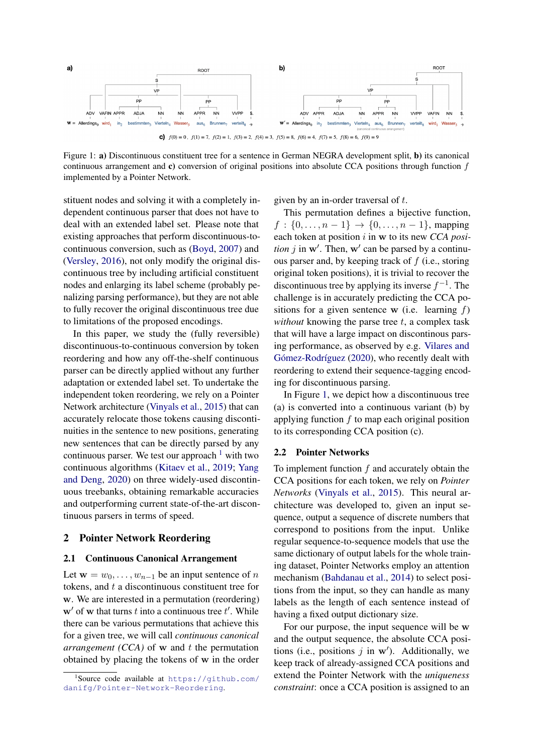**a)**

ROOT

S

VP

PP

PP

ADV VAFIN APPR ADJA NN NN APPR NN VVPP $.

**w** = Allerdings$_0$ wird$_1$ in$_2$ bestimmten$_3$ Vierteln$_4$ Wasser$_5$ aus$_6$ Brunnen$_7$ verteilt$_8$ .$_9$

**b)**

ROOT

S

VP

PP

PP

ADV APPR ADJA NN APPR NN VVPP VAFIN NN $.

**w'** = Allerdings$_0$ in$_2$ bestimmten$_3$ Vierteln$_4$ aus$_6$ Brunnen$_7$ verteilt$_8$ wird$_1$ Wasser$_5$ .$_9$

(canonical continuous arrangement)

**c)** $f(0) = 0,\ f(1) = 7,\ f(2) = 1,\ f(3) = 2,\ f(4) = 3,\ f(5) = 8,\ f(6) = 4,\ f(7) = 5,\ f(8) = 6,\ f(9) = 9$

Figure 1: **a)** Discontinuous constituent tree for a sentence in German NEGRA development split, **b)** its canonical continuous arrangement and **c)** conversion of original positions into absolute CCA positions through function $f$ implemented by a Pointer Network.

stituent nodes and solving it with a completely independent continuous parser that does not have to deal with an extended label set. Please note that existing approaches that perform discontinuous-to-continuous conversion, such as (Boyd, 2007) and (Versley, 2016), not only modify the original discontinuous tree by including artificial constituent nodes and enlarging its label scheme (probably penalizing parsing performance), but they are not able to fully recover the original discontinuous tree due to limitations of the proposed encodings.

In this paper, we study the (fully reversible) discontinuous-to-continuous conversion by token reordering and how any off-the-shelf continuous parser can be directly applied without any further adaptation or extended label set. To undertake the independent token reordering, we rely on a Pointer Network architecture (Vinyals et al., 2015) that can accurately relocate those tokens causing discontinuities in the sentence to new positions, generating new sentences that can be directly parsed by any continuous parser. We test our approach [1] with two continuous algorithms (Kitaev et al., 2019; Yang and Deng, 2020) on three widely-used discontinuous treebanks, obtaining remarkable accuracies and outperforming current state-of-the-art discontinuous parsers in terms of speed.

## 2 Pointer Network Reordering

### 2.1 Continuous Canonical Arrangement

Let $\mathbf{w} = w_0, \ldots, w_{n-1}$ be an input sentence of $n$ tokens, and $t$ a discontinuous constituent tree for $\mathbf{w}$. We are interested in a permutation (reordering) $\mathbf{w}'$ of $\mathbf{w}$ that turns $t$ into a continuous tree $t'$. While there can be various permutations that achieve this for a given tree, we will call *continuous canonical arrangement (CCA)* of $\mathbf{w}$ and $t$ the permutation obtained by placing the tokens of $\mathbf{w}$ in the order given by an in-order traversal of $t$.

This permutation defines a bijective function, $f : \{0, \ldots, n-1\} \rightarrow \{0, \ldots, n-1\}$, mapping each token at position $i$ in $\mathbf{w}$ to its new *CCA position* $j$ in $\mathbf{w}'$. Then, $\mathbf{w}'$ can be parsed by a continuous parser and, by keeping track of $f$ (i.e., storing original token positions), it is trivial to recover the discontinuous tree by applying its inverse $f^{-1}$. The challenge is in accurately predicting the CCA positions for a given sentence $\mathbf{w}$ (i.e. learning $f$) *without* knowing the parse tree $t$, a complex task that will have a large impact on discontinous parsing performance, as observed by e.g. Vilares and Gómez-Rodríguez (2020), who recently dealt with reordering to extend their sequence-tagging encoding for discontinuous parsing.

In Figure 1, we depict how a discontinuous tree (a) is converted into a continuous variant (b) by applying function $f$ to map each original position to its corresponding CCA position (c).

### 2.2 Pointer Networks

To implement function $f$ and accurately obtain the CCA positions for each token, we rely on *Pointer Networks* (Vinyals et al., 2015). This neural architecture was developed to, given an input sequence, output a sequence of discrete numbers that correspond to positions from the input. Unlike regular sequence-to-sequence models that use the same dictionary of output labels for the whole training dataset, Pointer Networks employ an attention mechanism (Bahdanau et al., 2014) to select positions from the input, so they can handle as many labels as the length of each sentence instead of having a fixed output dictionary size.

For our purpose, the input sequence will be $\mathbf{w}$ and the output sequence, the absolute CCA positions (i.e., positions $j$ in $\mathbf{w}'$). Additionally, we keep track of already-assigned CCA positions and extend the Pointer Network with the *uniqueness constraint*: once a CCA position is assigned to an

[1] Source code available at https://github.com/danifg/Pointer-Network-Reordering.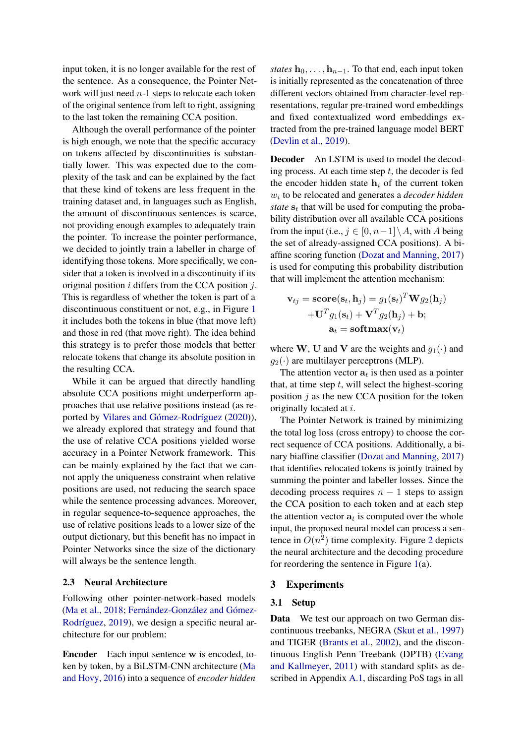input token, it is no longer available for the rest of the sentence. As a consequence, the Pointer Network will just need $n$-1 steps to relocate each token of the original sentence from left to right, assigning to the last token the remaining CCA position.

Although the overall performance of the pointer is high enough, we note that the specific accuracy on tokens affected by discontinuities is substantially lower. This was expected due to the complexity of the task and can be explained by the fact that these kind of tokens are less frequent in the training dataset and, in languages such as English, the amount of discontinuous sentences is scarce, not providing enough examples to adequately train the pointer. To increase the pointer performance, we decided to jointly train a labeller in charge of identifying those tokens. More specifically, we consider that a token is involved in a discontinuity if its original position $i$ differs from the CCA position $j$. This is regardless of whether the token is part of a discontinuous constituent or not, e.g., in Figure 1 it includes both the tokens in blue (that move left) and those in red (that move right). The idea behind this strategy is to prefer those models that better relocate tokens that change its absolute position in the resulting CCA.

While it can be argued that directly handling absolute CCA positions might underperform approaches that use relative positions instead (as reported by Vilares and Gómez-Rodríguez (2020)), we already explored that strategy and found that the use of relative CCA positions yielded worse accuracy in a Pointer Network framework. This can be mainly explained by the fact that we cannot apply the uniqueness constraint when relative positions are used, not reducing the search space while the sentence processing advances. Moreover, in regular sequence-to-sequence approaches, the use of relative positions leads to a lower size of the output dictionary, but this benefit has no impact in Pointer Networks since the size of the dictionary will always be the sentence length.

### 2.3 Neural Architecture

Following other pointer-network-based models (Ma et al., 2018; Fernández-González and Gómez-Rodríguez, 2019), we design a specific neural architecture for our problem:

**Encoder** Each input sentence $\mathbf{w}$ is encoded, token by token, by a BiLSTM-CNN architecture (Ma and Hovy, 2016) into a sequence of *encoder hidden states* $\mathbf{h}_0, \ldots, \mathbf{h}_{n-1}$. To that end, each input token is initially represented as the concatenation of three different vectors obtained from character-level representations, regular pre-trained word embeddings and fixed contextualized word embeddings extracted from the pre-trained language model BERT (Devlin et al., 2019).

**Decoder** An LSTM is used to model the decoding process. At each time step $t$, the decoder is fed the encoder hidden state $\mathbf{h}_i$ of the current token $w_i$ to be relocated and generates a *decoder hidden state* $\mathbf{s}_t$ that will be used for computing the probability distribution over all available CCA positions from the input (i.e., $j \in [0, n-1] \setminus A$, with $A$ being the set of already-assigned CCA positions). A biaffine scoring function (Dozat and Manning, 2017) is used for computing this probability distribution that will implement the attention mechanism:

$$\mathbf{v}_{tj} = \mathbf{score}(\mathbf{s}_t, \mathbf{h}_j) = g_1(\mathbf{s}_t)^T \mathbf{W} g_2(\mathbf{h}_j) + \mathbf{U}^T g_1(\mathbf{s}_t) + \mathbf{V}^T g_2(\mathbf{h}_j) + \mathbf{b};$$

$$\mathbf{a}_t = \mathbf{softmax}(\mathbf{v}_t)$$

where $\mathbf{W}$, $\mathbf{U}$ and $\mathbf{V}$ are the weights and $g_1(\cdot)$ and $g_2(\cdot)$ are multilayer perceptrons (MLP).

The attention vector $\mathbf{a}_t$ is then used as a pointer that, at time step $t$, will select the highest-scoring position $j$ as the new CCA position for the token originally located at $i$.

The Pointer Network is trained by minimizing the total log loss (cross entropy) to choose the correct sequence of CCA positions. Additionally, a binary biaffine classifier (Dozat and Manning, 2017) that identifies relocated tokens is jointly trained by summing the pointer and labeller losses. Since the decoding process requires $n-1$ steps to assign the CCA position to each token and at each step the attention vector $\mathbf{a}_t$ is computed over the whole input, the proposed neural model can process a sentence in $O(n^2)$ time complexity. Figure 2 depicts the neural architecture and the decoding procedure for reordering the sentence in Figure 1(a).

## 3 Experiments

### 3.1 Setup

**Data** We test our approach on two German discontinuous treebanks, NEGRA (Skut et al., 1997) and TIGER (Brants et al., 2002), and the discontinuous English Penn Treebank (DPTB) (Evang and Kallmeyer, 2011) with standard splits as described in Appendix A.1, discarding PoS tags in all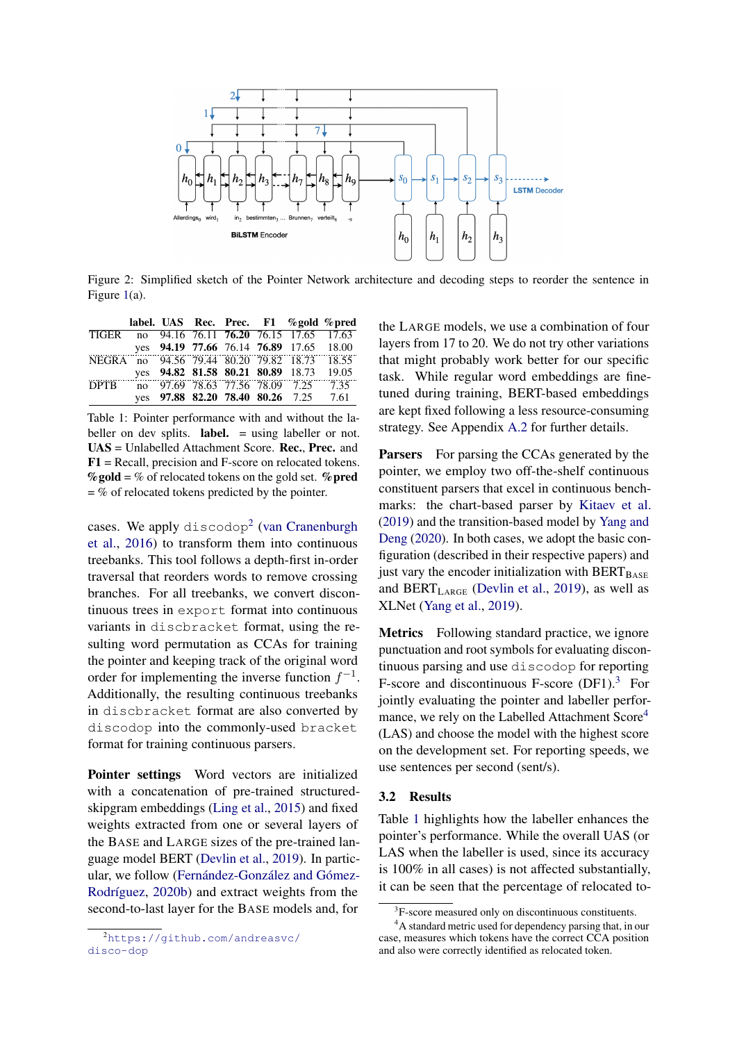Figure 2: Simplified sketch of the Pointer Network architecture and decoding steps to reorder the sentence in Figure 1(a).

| | label. | UAS | Rec. | Prec. | F1 | %gold | %pred |
|---|---|---|---|---|---|---|---|
| TIGER | no | 94.16 | 76.11 | **76.20** | 76.15 | 17.65 | 17.63 |
| | yes | **94.19** | **77.66** | 76.14 | **76.89** | 17.65 | 18.00 |
| NEGRA | no | 94.56 | 79.44 | 80.20 | 79.82 | 18.73 | 18.55 |
| | yes | **94.82** | **81.58** | **80.21** | **80.89** | 18.73 | 19.05 |
| DPTB | no | 97.69 | 78.63 | 77.56 | 78.09 | 7.25 | 7.35 |
| | yes | **97.88** | **82.20** | **78.40** | **80.26** | 7.25 | 7.61 |

Table 1: Pointer performance with and without the labeller on dev splits. **label.** = using labeller or not. **UAS** = Unlabelled Attachment Score. **Rec.**, **Prec.** and **F1** = Recall, precision and F-score on relocated tokens. **%gold** = % of relocated tokens on the gold set. **%pred** = % of relocated tokens predicted by the pointer.

cases. We apply `discodop`[2] (van Cranenburgh et al., 2016) to transform them into continuous treebanks. This tool follows a depth-first in-order traversal that reorders words to remove crossing branches. For all treebanks, we convert discontinuous trees in `export` format into continuous variants in `discbracket` format, using the resulting word permutation as CCAs for training the pointer and keeping track of the original word order for implementing the inverse function $f^{-1}$. Additionally, the resulting continuous treebanks in `discbracket` format are also converted by `discodop` into the commonly-used `bracket` format for training continuous parsers.

**Pointer settings** Word vectors are initialized with a concatenation of pre-trained structured-skipgram embeddings (Ling et al., 2015) and fixed weights extracted from one or several layers of the BASE and LARGE sizes of the pre-trained language model BERT (Devlin et al., 2019). In particular, we follow (Fernández-González and Gómez-Rodríguez, 2020b) and extract weights from the second-to-last layer for the BASE models and, for the LARGE models, we use a combination of four layers from 17 to 20. We do not try other variations that might probably work better for our specific task. While regular word embeddings are fine-tuned during training, BERT-based embeddings are kept fixed following a less resource-consuming strategy. See Appendix A.2 for further details.

**Parsers** For parsing the CCAs generated by the pointer, we employ two off-the-shelf continuous constituent parsers that excel in continuous benchmarks: the chart-based parser by Kitaev et al. (2019) and the transition-based model by Yang and Deng (2020). In both cases, we adopt the basic configuration (described in their respective papers) and just vary the encoder initialization with $\text{BERT}_{\text{BASE}}$ and $\text{BERT}_{\text{LARGE}}$ (Devlin et al., 2019), as well as XLNet (Yang et al., 2019).

**Metrics** Following standard practice, we ignore punctuation and root symbols for evaluating discontinuous parsing and use `discodop` for reporting F-score and discontinuous F-score (DF1).[3] For jointly evaluating the pointer and labeller performance, we rely on the Labelled Attachment Score[4] (LAS) and choose the model with the highest score on the development set. For reporting speeds, we use sentences per second (sent/s).

## 3.2 Results

Table 1 highlights how the labeller enhances the pointer's performance. While the overall UAS (or LAS when the labeller is used, since its accuracy is 100% in all cases) is not affected substantially, it can be seen that the percentage of relocated to-

[2] https://github.com/andreasvc/disco-dop

[3] F-score measured only on discontinuous constituents.

[4] A standard metric used for dependency parsing that, in our case, measures which tokens have the correct CCA position and also were correctly identified as relocated token.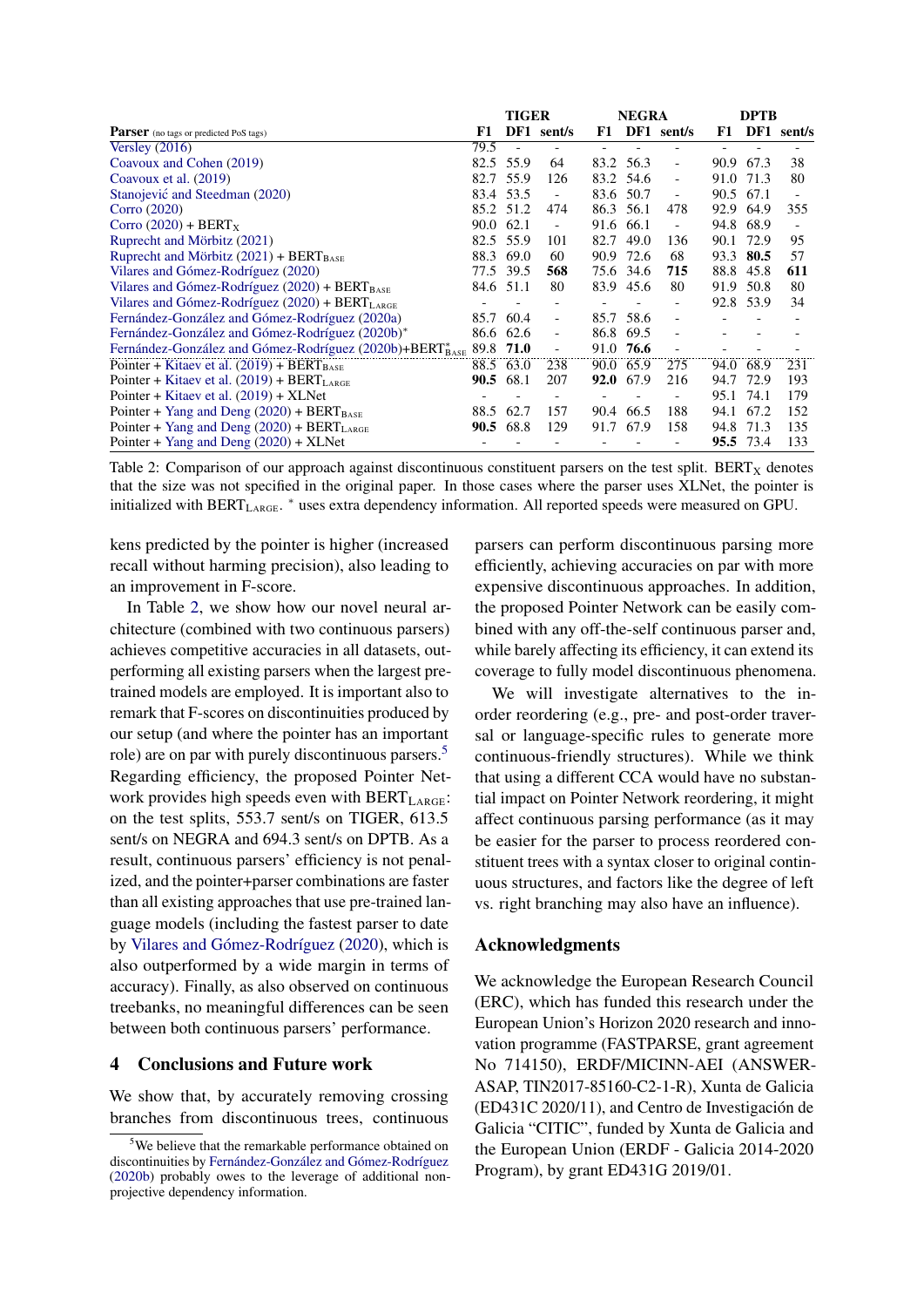| Parser (no tags or predicted PoS tags) | TIGER | | | NEGRA | | | DPTB | | |
|---|---|---|---|---|---|---|---|---|---|
| | F1 | DF1 | sent/s | F1 | DF1 | sent/s | F1 | DF1 | sent/s |
| Versley (2016) | 79.5 | - | - | - | - | - | - | - | - |
| Coavoux and Cohen (2019) | 82.5 | 55.9 | 64 | 83.2 | 56.3 | - | 90.9 | 67.3 | 38 |
| Coavoux et al. (2019) | 82.7 | 55.9 | 126 | 83.2 | 54.6 | - | 91.0 | 71.3 | 80 |
| Stanojević and Steedman (2020) | 83.4 | 53.5 | - | 83.6 | 50.7 | - | 90.5 | 67.1 | - |
| Corro (2020) | 85.2 | 51.2 | 474 | 86.3 | 56.1 | 478 | 92.9 | 64.9 | 355 |
| Corro (2020) + $\text{BERT}_{\text{X}}$ | 90.0 | 62.1 | - | 91.6 | 66.1 | - | 94.8 | 68.9 | - |
| Ruprecht and Mörbitz (2021) | 82.5 | 55.9 | 101 | 82.7 | 49.0 | 136 | 90.1 | 72.9 | 95 |
| Ruprecht and Mörbitz (2021) + $\text{BERT}_{\text{BASE}}$ | 88.3 | 69.0 | 60 | 90.9 | 72.6 | 68 | 93.3 | **80.5** | 57 |
| Vilares and Gómez-Rodríguez (2020) | 77.5 | 39.5 | **568** | 75.6 | 34.6 | **715** | 88.8 | 45.8 | **611** |
| Vilares and Gómez-Rodríguez (2020) + $\text{BERT}_{\text{BASE}}$ | 84.6 | 51.1 | 80 | 83.9 | 45.6 | 80 | 91.9 | 50.8 | 80 |
| Vilares and Gómez-Rodríguez (2020) + $\text{BERT}_{\text{LARGE}}$ | - | - | - | - | - | - | 92.8 | 53.9 | 34 |
| Fernández-González and Gómez-Rodríguez (2020a) | 85.7 | 60.4 | - | 85.7 | 58.6 | - | - | - | - |
| Fernández-González and Gómez-Rodríguez (2020b)* | 86.6 | 62.6 | - | 86.8 | 69.5 | - | - | - | - |
| Fernández-González and Gómez-Rodríguez (2020b)+$\text{BERT}^{*}_{\text{BASE}}$ | 89.8 | **71.0** | - | 91.0 | **76.6** | - | - | - | - |
| Pointer + Kitaev et al. (2019) + $\text{BERT}_{\text{BASE}}$ | 88.5 | 63.0 | 238 | 90.0 | 65.9 | 275 | 94.0 | 68.9 | 231 |
| Pointer + Kitaev et al. (2019) + $\text{BERT}_{\text{LARGE}}$ | **90.5** | 68.1 | 207 | **92.0** | 67.9 | 216 | 94.7 | 72.9 | 193 |
| Pointer + Kitaev et al. (2019) + XLNet | - | - | - | - | - | - | 95.1 | 74.1 | 179 |
| Pointer + Yang and Deng (2020) + $\text{BERT}_{\text{BASE}}$ | 88.5 | 62.7 | 157 | 90.4 | 66.5 | 188 | 94.1 | 67.2 | 152 |
| Pointer + Yang and Deng (2020) + $\text{BERT}_{\text{LARGE}}$ | **90.5** | 68.8 | 129 | 91.7 | 67.9 | 158 | 94.8 | 71.3 | 135 |
| Pointer + Yang and Deng (2020) + XLNet | - | - | - | - | - | - | **95.5** | 73.4 | 133 |

Table 2: Comparison of our approach against discontinuous constituent parsers on the test split. $\text{BERT}_{\text{X}}$ denotes that the size was not specified in the original paper. In those cases where the parser uses XLNet, the pointer is initialized with $\text{BERT}_{\text{LARGE}}$. * uses extra dependency information. All reported speeds were measured on GPU.

kens predicted by the pointer is higher (increased recall without harming precision), also leading to an improvement in F-score.

In Table 2, we show how our novel neural architecture (combined with two continuous parsers) achieves competitive accuracies in all datasets, outperforming all existing parsers when the largest pre-trained models are employed. It is important also to remark that F-scores on discontinuities produced by our setup (and where the pointer has an important role) are on par with purely discontinuous parsers.[5] Regarding efficiency, the proposed Pointer Network provides high speeds even with $\text{BERT}_{\text{LARGE}}$: on the test splits, 553.7 sent/s on TIGER, 613.5 sent/s on NEGRA and 694.3 sent/s on DPTB. As a result, continuous parsers' efficiency is not penalized, and the pointer+parser combinations are faster than all existing approaches that use pre-trained language models (including the fastest parser to date by Vilares and Gómez-Rodríguez (2020), which is also outperformed by a wide margin in terms of accuracy). Finally, as also observed on continuous treebanks, no meaningful differences can be seen between both continuous parsers' performance.

## 4 Conclusions and Future work

We show that, by accurately removing crossing branches from discontinuous trees, continuous parsers can perform discontinuous parsing more efficiently, achieving accuracies on par with more expensive discontinuous approaches. In addition, the proposed Pointer Network can be easily combined with any off-the-self continuous parser and, while barely affecting its efficiency, it can extend its coverage to fully model discontinuous phenomena.

We will investigate alternatives to the in-order reordering (e.g., pre- and post-order traversal or language-specific rules to generate more continuous-friendly structures). While we think that using a different CCA would have no substantial impact on Pointer Network reordering, it might affect continuous parsing performance (as it may be easier for the parser to process reordered constituent trees with a syntax closer to original continuous structures, and factors like the degree of left vs. right branching may also have an influence).

## Acknowledgments

We acknowledge the European Research Council (ERC), which has funded this research under the European Union's Horizon 2020 research and innovation programme (FASTPARSE, grant agreement No 714150), ERDF/MICINN-AEI (ANSWER-ASAP, TIN2017-85160-C2-1-R), Xunta de Galicia (ED431C 2020/11), and Centro de Investigación de Galicia "CITIC", funded by Xunta de Galicia and the European Union (ERDF - Galicia 2014-2020 Program), by grant ED431G 2019/01.

[5] We believe that the remarkable performance obtained on discontinuities by Fernández-González and Gómez-Rodríguez (2020b) probably owes to the leverage of additional non-projective dependency information.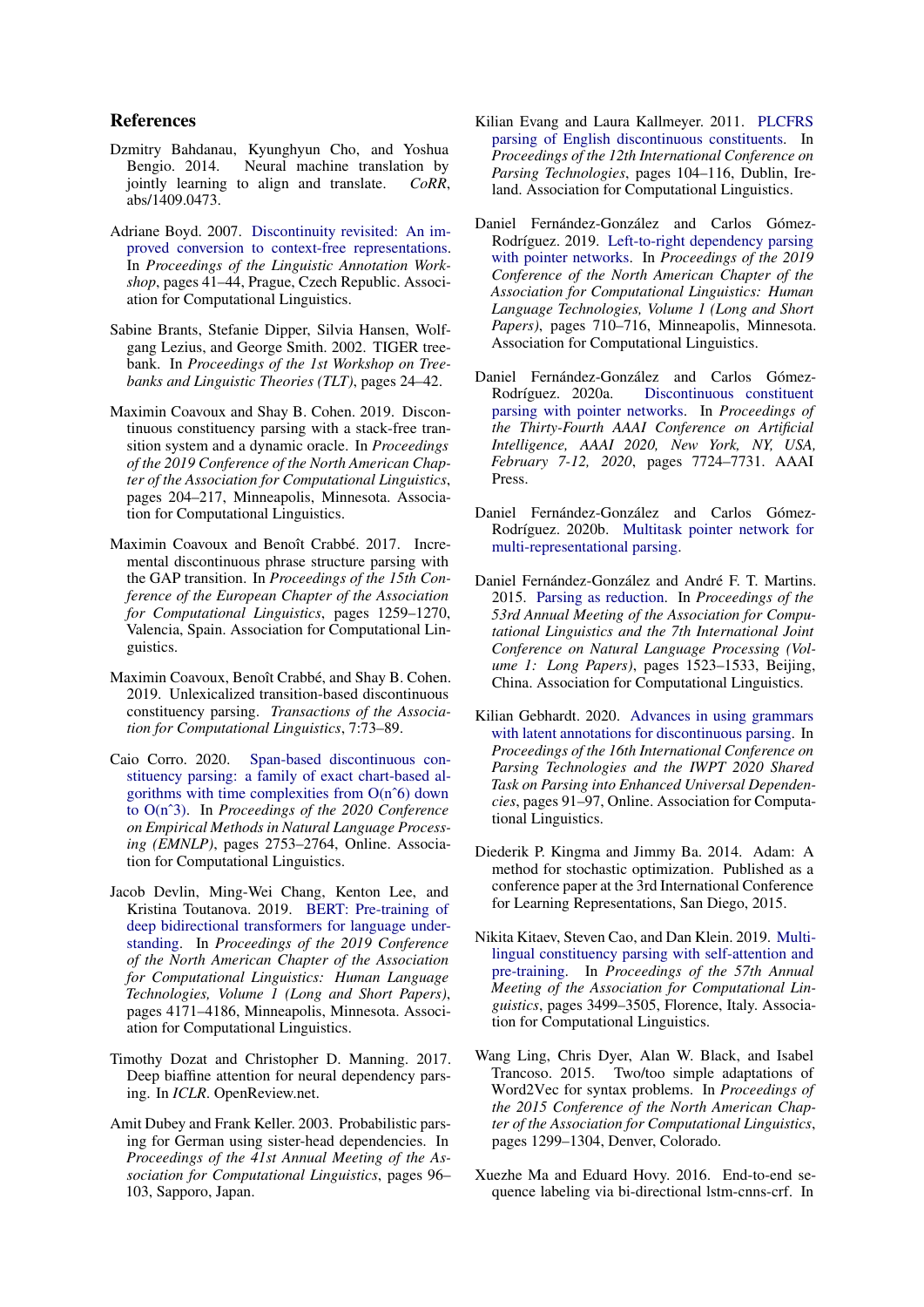## References

Dzmitry Bahdanau, Kyunghyun Cho, and Yoshua Bengio. 2014. Neural machine translation by jointly learning to align and translate. *CoRR*, abs/1409.0473.

Adriane Boyd. 2007. Discontinuity revisited: An improved conversion to context-free representations. In *Proceedings of the Linguistic Annotation Workshop*, pages 41–44, Prague, Czech Republic. Association for Computational Linguistics.

Sabine Brants, Stefanie Dipper, Silvia Hansen, Wolfgang Lezius, and George Smith. 2002. TIGER treebank. In *Proceedings of the 1st Workshop on Treebanks and Linguistic Theories (TLT)*, pages 24–42.

Maximin Coavoux and Shay B. Cohen. 2019. Discontinuous constituency parsing with a stack-free transition system and a dynamic oracle. In *Proceedings of the 2019 Conference of the North American Chapter of the Association for Computational Linguistics*, pages 204–217, Minneapolis, Minnesota. Association for Computational Linguistics.

Maximin Coavoux and Benoît Crabbé. 2017. Incremental discontinuous phrase structure parsing with the GAP transition. In *Proceedings of the 15th Conference of the European Chapter of the Association for Computational Linguistics*, pages 1259–1270, Valencia, Spain. Association for Computational Linguistics.

Maximin Coavoux, Benoît Crabbé, and Shay B. Cohen. 2019. Unlexicalized transition-based discontinuous constituency parsing. *Transactions of the Association for Computational Linguistics*, 7:73–89.

Caio Corro. 2020. Span-based discontinuous constituency parsing: a family of exact chart-based algorithms with time complexities from O(n^6) down to O(n^3). In *Proceedings of the 2020 Conference on Empirical Methods in Natural Language Processing (EMNLP)*, pages 2753–2764, Online. Association for Computational Linguistics.

Jacob Devlin, Ming-Wei Chang, Kenton Lee, and Kristina Toutanova. 2019. BERT: Pre-training of deep bidirectional transformers for language understanding. In *Proceedings of the 2019 Conference of the North American Chapter of the Association for Computational Linguistics: Human Language Technologies, Volume 1 (Long and Short Papers)*, pages 4171–4186, Minneapolis, Minnesota. Association for Computational Linguistics.

Timothy Dozat and Christopher D. Manning. 2017. Deep biaffine attention for neural dependency parsing. In *ICLR*. OpenReview.net.

Amit Dubey and Frank Keller. 2003. Probabilistic parsing for German using sister-head dependencies. In *Proceedings of the 41st Annual Meeting of the Association for Computational Linguistics*, pages 96–103, Sapporo, Japan.

Kilian Evang and Laura Kallmeyer. 2011. PLCFRS parsing of English discontinuous constituents. In *Proceedings of the 12th International Conference on Parsing Technologies*, pages 104–116, Dublin, Ireland. Association for Computational Linguistics.

Daniel Fernández-González and Carlos Gómez-Rodríguez. 2019. Left-to-right dependency parsing with pointer networks. In *Proceedings of the 2019 Conference of the North American Chapter of the Association for Computational Linguistics: Human Language Technologies, Volume 1 (Long and Short Papers)*, pages 710–716, Minneapolis, Minnesota. Association for Computational Linguistics.

Daniel Fernández-González and Carlos Gómez-Rodríguez. 2020a. Discontinuous constituent parsing with pointer networks. In *Proceedings of the Thirty-Fourth AAAI Conference on Artificial Intelligence, AAAI 2020, New York, NY, USA, February 7-12, 2020*, pages 7724–7731. AAAI Press.

Daniel Fernández-González and Carlos Gómez-Rodríguez. 2020b. Multitask pointer network for multi-representational parsing.

Daniel Fernández-González and André F. T. Martins. 2015. Parsing as reduction. In *Proceedings of the 53rd Annual Meeting of the Association for Computational Linguistics and the 7th International Joint Conference on Natural Language Processing (Volume 1: Long Papers)*, pages 1523–1533, Beijing, China. Association for Computational Linguistics.

Kilian Gebhardt. 2020. Advances in using grammars with latent annotations for discontinuous parsing. In *Proceedings of the 16th International Conference on Parsing Technologies and the IWPT 2020 Shared Task on Parsing into Enhanced Universal Dependencies*, pages 91–97, Online. Association for Computational Linguistics.

Diederik P. Kingma and Jimmy Ba. 2014. Adam: A method for stochastic optimization. Published as a conference paper at the 3rd International Conference for Learning Representations, San Diego, 2015.

Nikita Kitaev, Steven Cao, and Dan Klein. 2019. Multilingual constituency parsing with self-attention and pre-training. In *Proceedings of the 57th Annual Meeting of the Association for Computational Linguistics*, pages 3499–3505, Florence, Italy. Association for Computational Linguistics.

Wang Ling, Chris Dyer, Alan W. Black, and Isabel Trancoso. 2015. Two/too simple adaptations of Word2Vec for syntax problems. In *Proceedings of the 2015 Conference of the North American Chapter of the Association for Computational Linguistics*, pages 1299–1304, Denver, Colorado.

Xuezhe Ma and Eduard Hovy. 2016. End-to-end sequence labeling via bi-directional lstm-cnns-crf. In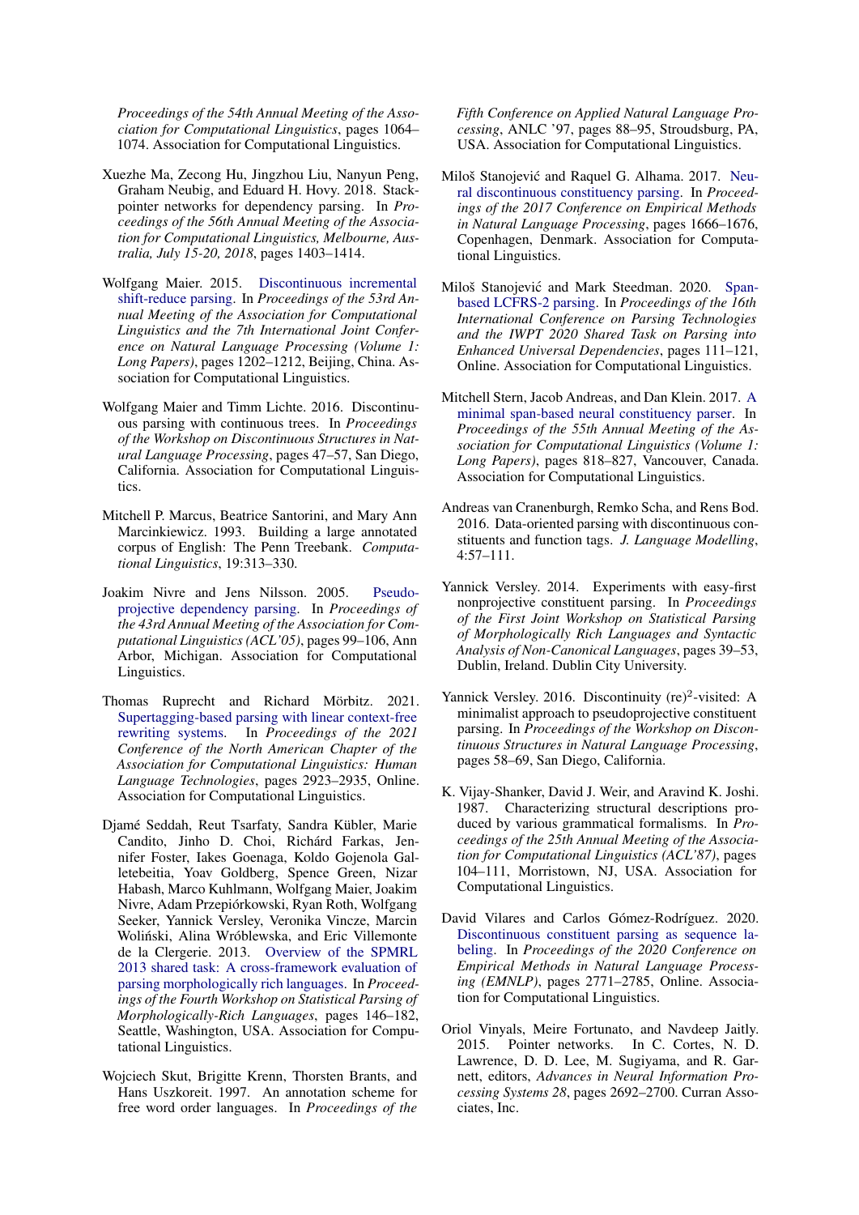*Proceedings of the 54th Annual Meeting of the Association for Computational Linguistics*, pages 1064–1074. Association for Computational Linguistics.

Xuezhe Ma, Zecong Hu, Jingzhou Liu, Nanyun Peng, Graham Neubig, and Eduard H. Hovy. 2018. Stack-pointer networks for dependency parsing. In *Proceedings of the 56th Annual Meeting of the Association for Computational Linguistics, Melbourne, Australia, July 15-20, 2018*, pages 1403–1414.

Wolfgang Maier. 2015. Discontinuous incremental shift-reduce parsing. In *Proceedings of the 53rd Annual Meeting of the Association for Computational Linguistics and the 7th International Joint Conference on Natural Language Processing (Volume 1: Long Papers)*, pages 1202–1212, Beijing, China. Association for Computational Linguistics.

Wolfgang Maier and Timm Lichte. 2016. Discontinuous parsing with continuous trees. In *Proceedings of the Workshop on Discontinuous Structures in Natural Language Processing*, pages 47–57, San Diego, California. Association for Computational Linguistics.

Mitchell P. Marcus, Beatrice Santorini, and Mary Ann Marcinkiewicz. 1993. Building a large annotated corpus of English: The Penn Treebank. *Computational Linguistics*, 19:313–330.

Joakim Nivre and Jens Nilsson. 2005. Pseudo-projective dependency parsing. In *Proceedings of the 43rd Annual Meeting of the Association for Computational Linguistics (ACL'05)*, pages 99–106, Ann Arbor, Michigan. Association for Computational Linguistics.

Thomas Ruprecht and Richard Mörbitz. 2021. Supertagging-based parsing with linear context-free rewriting systems. In *Proceedings of the 2021 Conference of the North American Chapter of the Association for Computational Linguistics: Human Language Technologies*, pages 2923–2935, Online. Association for Computational Linguistics.

Djamé Seddah, Reut Tsarfaty, Sandra Kübler, Marie Candito, Jinho D. Choi, Richárd Farkas, Jennifer Foster, Iakes Goenaga, Koldo Gojenola Galletebeitia, Yoav Goldberg, Spence Green, Nizar Habash, Marco Kuhlmann, Wolfgang Maier, Joakim Nivre, Adam Przepiórkowski, Ryan Roth, Wolfgang Seeker, Yannick Versley, Veronika Vincze, Marcin Woliński, Alina Wróblewska, and Eric Villemonte de la Clergerie. 2013. Overview of the SPMRL 2013 shared task: A cross-framework evaluation of parsing morphologically rich languages. In *Proceedings of the Fourth Workshop on Statistical Parsing of Morphologically-Rich Languages*, pages 146–182, Seattle, Washington, USA. Association for Computational Linguistics.

Wojciech Skut, Brigitte Krenn, Thorsten Brants, and Hans Uszkoreit. 1997. An annotation scheme for free word order languages. In *Proceedings of the Fifth Conference on Applied Natural Language Processing*, ANLC '97, pages 88–95, Stroudsburg, PA, USA. Association for Computational Linguistics.

Miloš Stanojević and Raquel G. Alhama. 2017. Neural discontinuous constituency parsing. In *Proceedings of the 2017 Conference on Empirical Methods in Natural Language Processing*, pages 1666–1676, Copenhagen, Denmark. Association for Computational Linguistics.

Miloš Stanojević and Mark Steedman. 2020. Span-based LCFRS-2 parsing. In *Proceedings of the 16th International Conference on Parsing Technologies and the IWPT 2020 Shared Task on Parsing into Enhanced Universal Dependencies*, pages 111–121, Online. Association for Computational Linguistics.

Mitchell Stern, Jacob Andreas, and Dan Klein. 2017. A minimal span-based neural constituency parser. In *Proceedings of the 55th Annual Meeting of the Association for Computational Linguistics (Volume 1: Long Papers)*, pages 818–827, Vancouver, Canada. Association for Computational Linguistics.

Andreas van Cranenburgh, Remko Scha, and Rens Bod. 2016. Data-oriented parsing with discontinuous constituents and function tags. *J. Language Modelling*, 4:57–111.

Yannick Versley. 2014. Experiments with easy-first nonprojective constituent parsing. In *Proceedings of the First Joint Workshop on Statistical Parsing of Morphologically Rich Languages and Syntactic Analysis of Non-Canonical Languages*, pages 39–53, Dublin, Ireland. Dublin City University.

Yannick Versley. 2016. Discontinuity (re)$^2$-visited: A minimalist approach to pseudoprojective constituent parsing. In *Proceedings of the Workshop on Discontinuous Structures in Natural Language Processing*, pages 58–69, San Diego, California.

K. Vijay-Shanker, David J. Weir, and Aravind K. Joshi. 1987. Characterizing structural descriptions produced by various grammatical formalisms. In *Proceedings of the 25th Annual Meeting of the Association for Computational Linguistics (ACL'87)*, pages 104–111, Morristown, NJ, USA. Association for Computational Linguistics.

David Vilares and Carlos Gómez-Rodríguez. 2020. Discontinuous constituent parsing as sequence labeling. In *Proceedings of the 2020 Conference on Empirical Methods in Natural Language Processing (EMNLP)*, pages 2771–2785, Online. Association for Computational Linguistics.

Oriol Vinyals, Meire Fortunato, and Navdeep Jaitly. 2015. Pointer networks. In C. Cortes, N. D. Lawrence, D. D. Lee, M. Sugiyama, and R. Garnett, editors, *Advances in Neural Information Processing Systems 28*, pages 2692–2700. Curran Associates, Inc.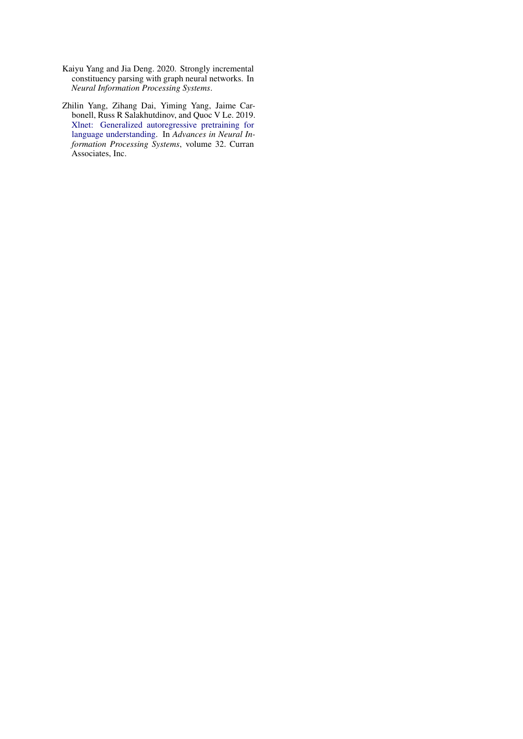Kaiyu Yang and Jia Deng. 2020. Strongly incremental constituency parsing with graph neural networks. In *Neural Information Processing Systems*.

Zhilin Yang, Zihang Dai, Yiming Yang, Jaime Carbonell, Russ R Salakhutdinov, and Quoc V Le. 2019. Xlnet: Generalized autoregressive pretraining for language understanding. In *Advances in Neural Information Processing Systems*, volume 32. Curran Associates, Inc.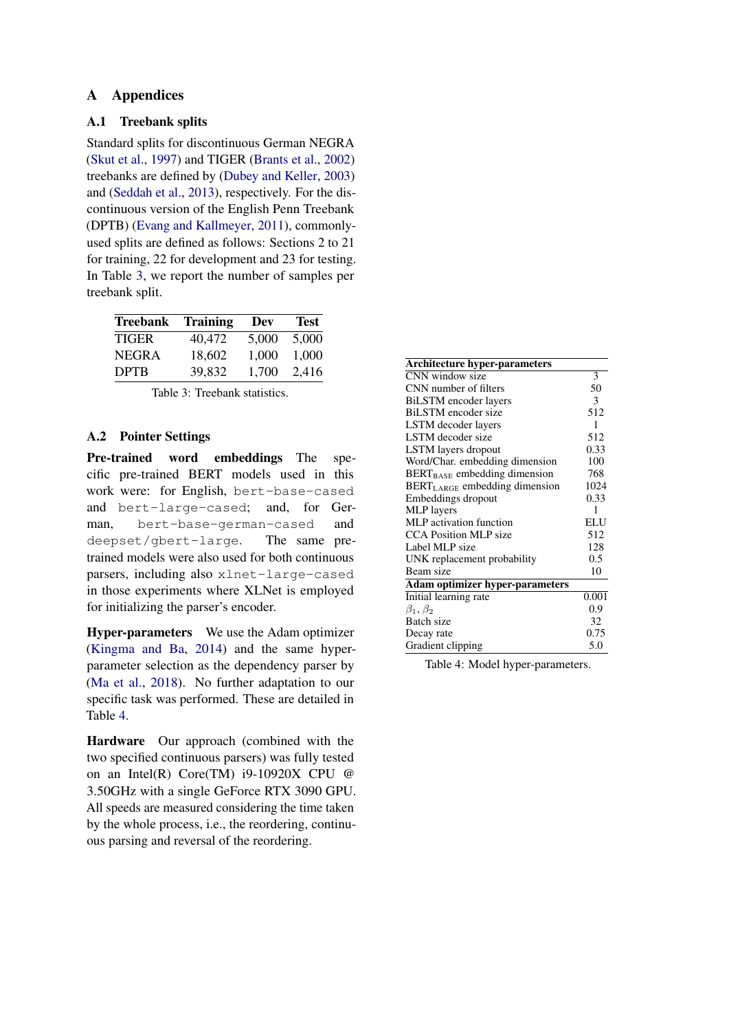# A Appendices

## A.1 Treebank splits

Standard splits for discontinuous German NEGRA (Skut et al., 1997) and TIGER (Brants et al., 2002) treebanks are defined by (Dubey and Keller, 2003) and (Seddah et al., 2013), respectively. For the discontinuous version of the English Penn Treebank (DPTB) (Evang and Kallmeyer, 2011), commonly-used splits are defined as follows: Sections 2 to 21 for training, 22 for development and 23 for testing. In Table 3, we report the number of samples per treebank split.

| Treebank | Training | Dev | Test |
|---|---|---|---|
| TIGER | 40,472 | 5,000 | 5,000 |
| NEGRA | 18,602 | 1,000 | 1,000 |
| DPTB | 39,832 | 1,700 | 2,416 |

Table 3: Treebank statistics.

## A.2 Pointer Settings

**Pre-trained word embeddings** The specific pre-trained BERT models used in this work were: for English, `bert-base-cased` and `bert-large-cased`; and, for German, `bert-base-german-cased` and `deepset/gbert-large`. The same pre-trained models were also used for both continuous parsers, including also `xlnet-large-cased` in those experiments where XLNet is employed for initializing the parser's encoder.

**Hyper-parameters** We use the Adam optimizer (Kingma and Ba, 2014) and the same hyper-parameter selection as the dependency parser by (Ma et al., 2018). No further adaptation to our specific task was performed. These are detailed in Table 4.

**Hardware** Our approach (combined with the two specified continuous parsers) was fully tested on an Intel(R) Core(TM) i9-10920X CPU @ 3.50GHz with a single GeForce RTX 3090 GPU. All speeds are measured considering the time taken by the whole process, i.e., the reordering, continuous parsing and reversal of the reordering.

| **Architecture hyper-parameters** | |
|---|---|
| CNN window size | 3 |
| CNN number of filters | 50 |
| BiLSTM encoder layers | 3 |
| BiLSTM encoder size | 512 |
| LSTM decoder layers | 1 |
| LSTM decoder size | 512 |
| LSTM layers dropout | 0.33 |
| Word/Char. embedding dimension | 100 |
| $\text{BERT}_{\text{BASE}}$ embedding dimension | 768 |
| $\text{BERT}_{\text{LARGE}}$ embedding dimension | 1024 |
| Embeddings dropout | 0.33 |
| MLP layers | 1 |
| MLP activation function | ELU |
| CCA Position MLP size | 512 |
| Label MLP size | 128 |
| UNK replacement probability | 0.5 |
| Beam size | 10 |
| **Adam optimizer hyper-parameters** | |
| Initial learning rate | 0.001 |
| $\beta_1, \beta_2$ | 0.9 |
| Batch size | 32 |
| Decay rate | 0.75 |
| Gradient clipping | 5.0 |

Table 4: Model hyper-parameters.